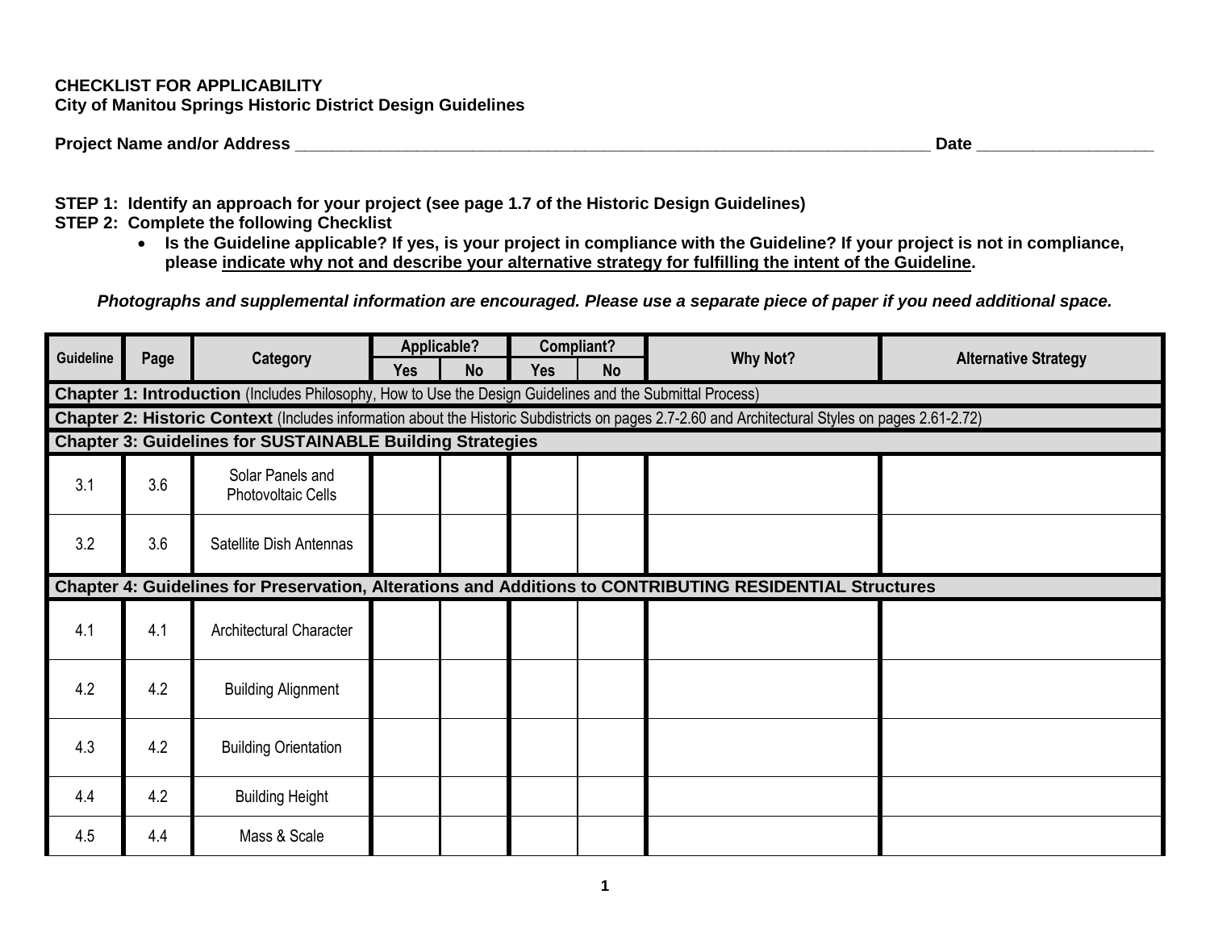**CHECKLIST FOR APPLICABILITY**
**City of Manitou Springs Historic District Design Guidelines**

**Project Name and/or Address** ______________________________________________________________________ **Date** __________________

**STEP 1: Identify an approach for your project (see page 1.7 of the Historic Design Guidelines)**
**STEP 2: Complete the following Checklist**

- **Is the Guideline applicable? If yes, is your project in compliance with the Guideline? If your project is not in compliance, please indicate why not and describe your alternative strategy for fulfilling the intent of the Guideline.**

***Photographs and supplemental information are encouraged. Please use a separate piece of paper if you need additional space.***

| Guideline | Page | Category | Applicable? | | Compliant? | | Why Not? | Alternative Strategy |
|---|---|---|---|---|---|---|---|---|
| | | | Yes | No | Yes | No | | |
| **Chapter 1: Introduction** (Includes Philosophy, How to Use the Design Guidelines and the Submittal Process) | | | | | | | | |
| **Chapter 2: Historic Context** (Includes information about the Historic Subdistricts on pages 2.7-2.60 and Architectural Styles on pages 2.61-2.72) | | | | | | | | |
| **Chapter 3: Guidelines for SUSTAINABLE Building Strategies** | | | | | | | | |
| 3.1 | 3.6 | Solar Panels and Photovoltaic Cells | | | | | | |
| 3.2 | 3.6 | Satellite Dish Antennas | | | | | | |
| **Chapter 4: Guidelines for Preservation, Alterations and Additions to CONTRIBUTING RESIDENTIAL Structures** | | | | | | | | |
| 4.1 | 4.1 | Architectural Character | | | | | | |
| 4.2 | 4.2 | Building Alignment | | | | | | |
| 4.3 | 4.2 | Building Orientation | | | | | | |
| 4.4 | 4.2 | Building Height | | | | | | |
| 4.5 | 4.4 | Mass & Scale | | | | | | |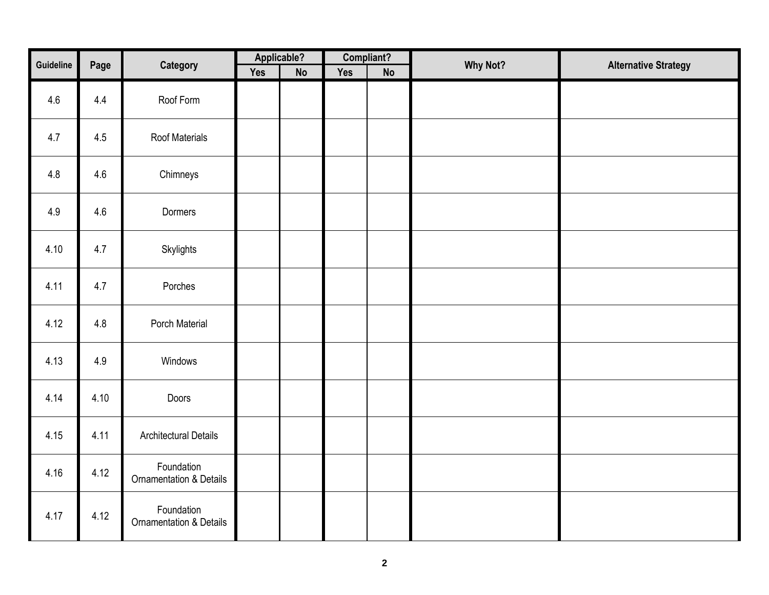| Guideline | Page | Category | Applicable? | | Compliant? | | Why Not? | Alternative Strategy |
|---|---|---|---|---|---|---|---|---|
| | | | Yes | No | Yes | No | | |
| 4.6 | 4.4 | Roof Form | | | | | | |
| 4.7 | 4.5 | Roof Materials | | | | | | |
| 4.8 | 4.6 | Chimneys | | | | | | |
| 4.9 | 4.6 | Dormers | | | | | | |
| 4.10 | 4.7 | Skylights | | | | | | |
| 4.11 | 4.7 | Porches | | | | | | |
| 4.12 | 4.8 | Porch Material | | | | | | |
| 4.13 | 4.9 | Windows | | | | | | |
| 4.14 | 4.10 | Doors | | | | | | |
| 4.15 | 4.11 | Architectural Details | | | | | | |
| 4.16 | 4.12 | Foundation Ornamentation & Details | | | | | | |
| 4.17 | 4.12 | Foundation Ornamentation & Details | | | | | | |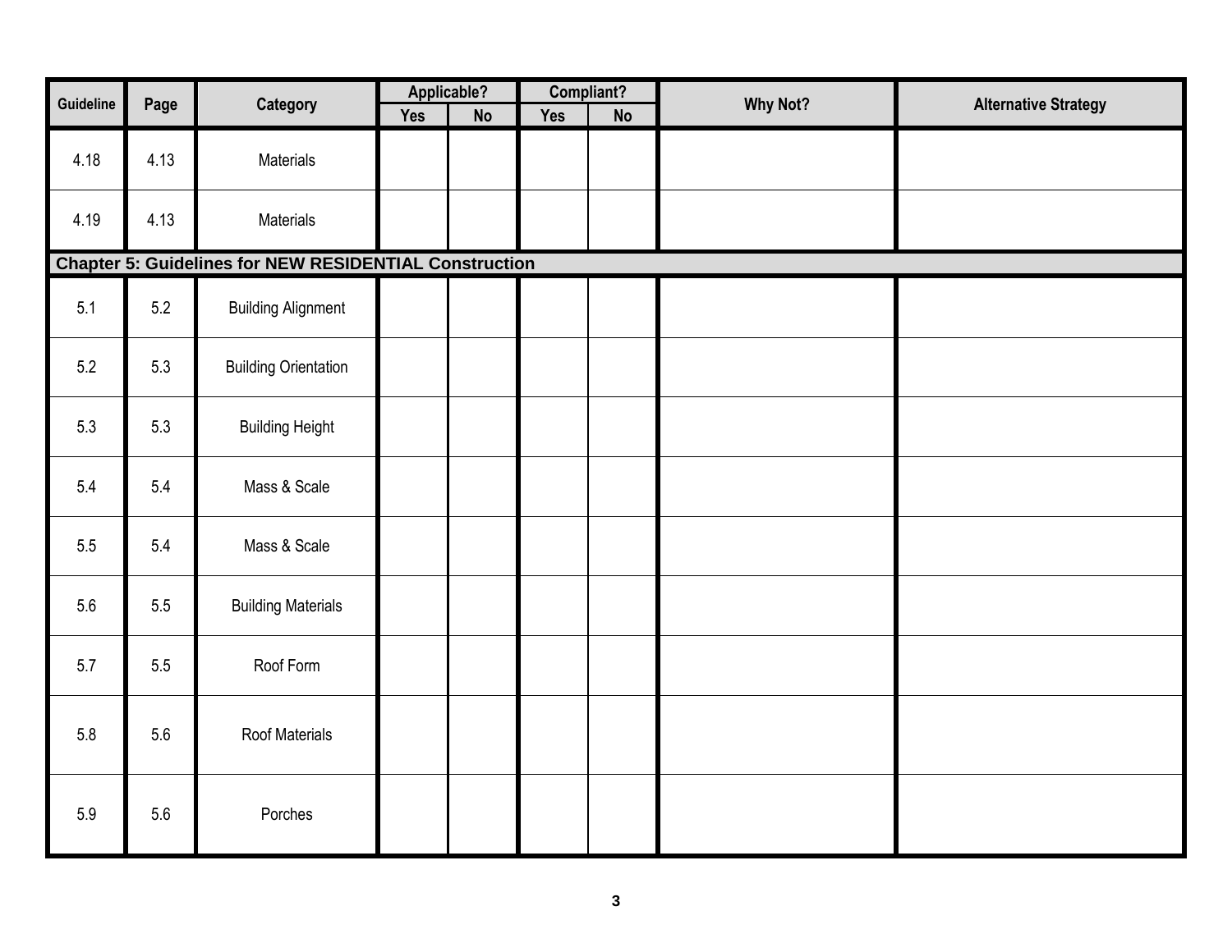| Guideline | Page | Category | Applicable? | | Compliant? | | Why Not? | Alternative Strategy |
|---|---|---|---|---|---|---|---|---|
| | | | Yes | No | Yes | No | | |
| 4.18 | 4.13 | Materials | | | | | | |
| 4.19 | 4.13 | Materials | | | | | | |
| **Chapter 5: Guidelines for NEW RESIDENTIAL Construction** | | | | | | | | |
| 5.1 | 5.2 | Building Alignment | | | | | | |
| 5.2 | 5.3 | Building Orientation | | | | | | |
| 5.3 | 5.3 | Building Height | | | | | | |
| 5.4 | 5.4 | Mass & Scale | | | | | | |
| 5.5 | 5.4 | Mass & Scale | | | | | | |
| 5.6 | 5.5 | Building Materials | | | | | | |
| 5.7 | 5.5 | Roof Form | | | | | | |
| 5.8 | 5.6 | Roof Materials | | | | | | |
| 5.9 | 5.6 | Porches | | | | | | |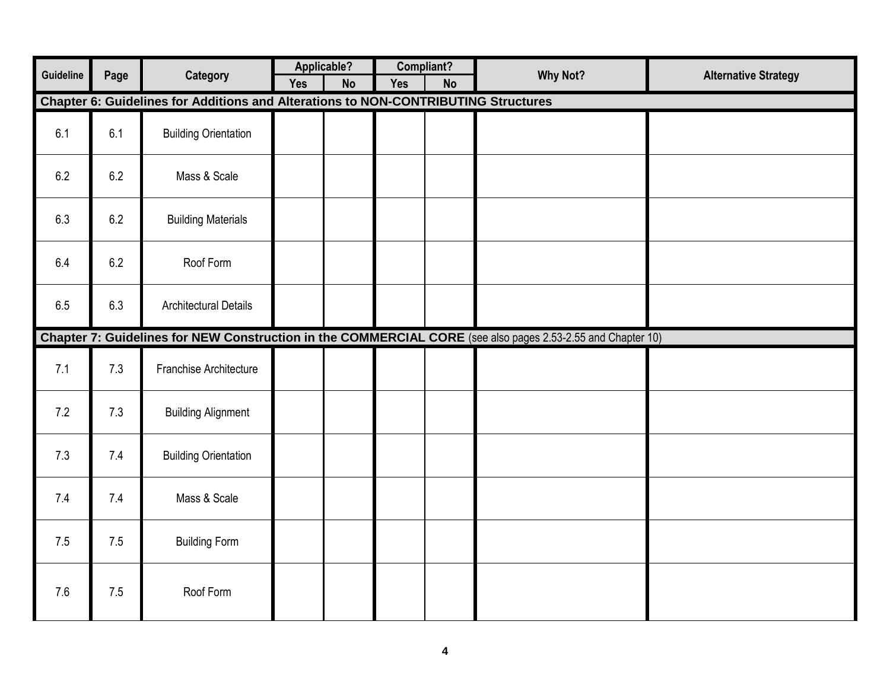| Guideline | Page | Category | Applicable? | | Compliant? | | Why Not? | Alternative Strategy |
|---|---|---|---|---|---|---|---|---|
| | | | Yes | No | Yes | No | | |
| **Chapter 6: Guidelines for Additions and Alterations to NON-CONTRIBUTING Structures** | | | | | | | | |
| 6.1 | 6.1 | Building Orientation | | | | | | |
| 6.2 | 6.2 | Mass & Scale | | | | | | |
| 6.3 | 6.2 | Building Materials | | | | | | |
| 6.4 | 6.2 | Roof Form | | | | | | |
| 6.5 | 6.3 | Architectural Details | | | | | | |
| **Chapter 7: Guidelines for NEW Construction in the COMMERCIAL CORE** (see also pages 2.53-2.55 and Chapter 10) | | | | | | | | |
| 7.1 | 7.3 | Franchise Architecture | | | | | | |
| 7.2 | 7.3 | Building Alignment | | | | | | |
| 7.3 | 7.4 | Building Orientation | | | | | | |
| 7.4 | 7.4 | Mass & Scale | | | | | | |
| 7.5 | 7.5 | Building Form | | | | | | |
| 7.6 | 7.5 | Roof Form | | | | | | |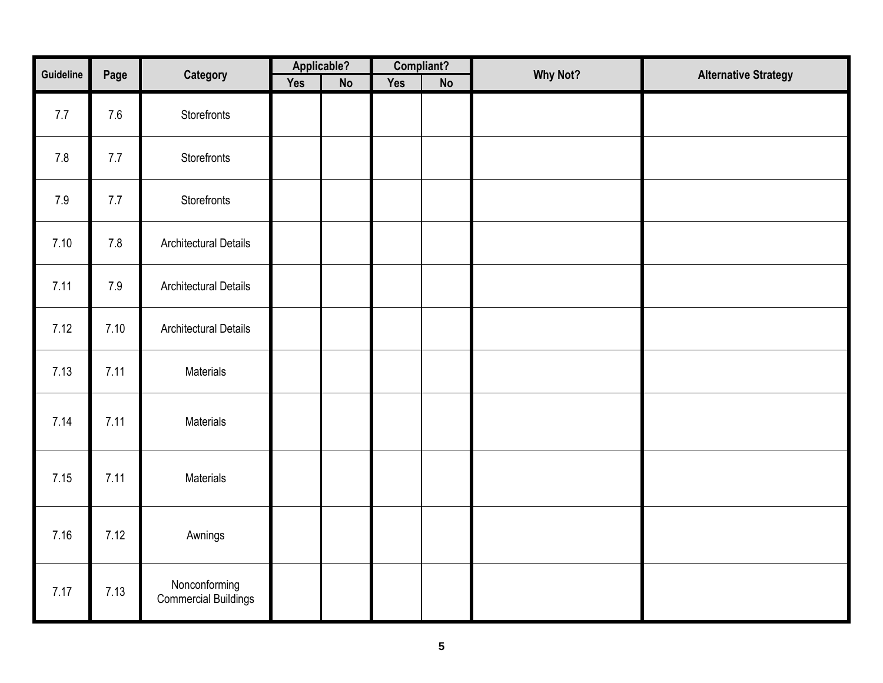| Guideline | Page | Category | Applicable? | | Compliant? | | Why Not? | Alternative Strategy |
|---|---|---|---|---|---|---|---|---|
| | | | Yes | No | Yes | No | | |
| 7.7 | 7.6 | Storefronts | | | | | | |
| 7.8 | 7.7 | Storefronts | | | | | | |
| 7.9 | 7.7 | Storefronts | | | | | | |
| 7.10 | 7.8 | Architectural Details | | | | | | |
| 7.11 | 7.9 | Architectural Details | | | | | | |
| 7.12 | 7.10 | Architectural Details | | | | | | |
| 7.13 | 7.11 | Materials | | | | | | |
| 7.14 | 7.11 | Materials | | | | | | |
| 7.15 | 7.11 | Materials | | | | | | |
| 7.16 | 7.12 | Awnings | | | | | | |
| 7.17 | 7.13 | Nonconforming Commercial Buildings | | | | | | |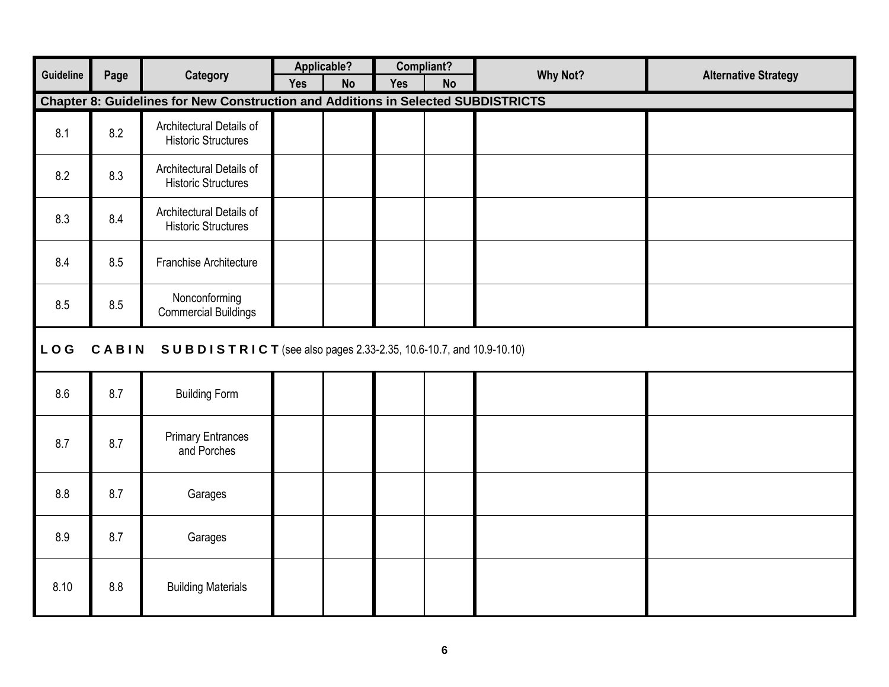| Guideline | Page | Category | Applicable? | | Compliant? | | Why Not? | Alternative Strategy |
|---|---|---|---|---|---|---|---|---|
| | | | Yes | No | Yes | No | | |
| **Chapter 8: Guidelines for New Construction and Additions in Selected SUBDISTRICTS** | | | | | | | | |
| 8.1 | 8.2 | Architectural Details of Historic Structures | | | | | | |
| 8.2 | 8.3 | Architectural Details of Historic Structures | | | | | | |
| 8.3 | 8.4 | Architectural Details of Historic Structures | | | | | | |
| 8.4 | 8.5 | Franchise Architecture | | | | | | |
| 8.5 | 8.5 | Nonconforming Commercial Buildings | | | | | | |
| **LOG CABIN SUBDISTRICT** (see also pages 2.33-2.35, 10.6-10.7, and 10.9-10.10) | | | | | | | | |
| 8.6 | 8.7 | Building Form | | | | | | |
| 8.7 | 8.7 | Primary Entrances and Porches | | | | | | |
| 8.8 | 8.7 | Garages | | | | | | |
| 8.9 | 8.7 | Garages | | | | | | |
| 8.10 | 8.8 | Building Materials | | | | | | |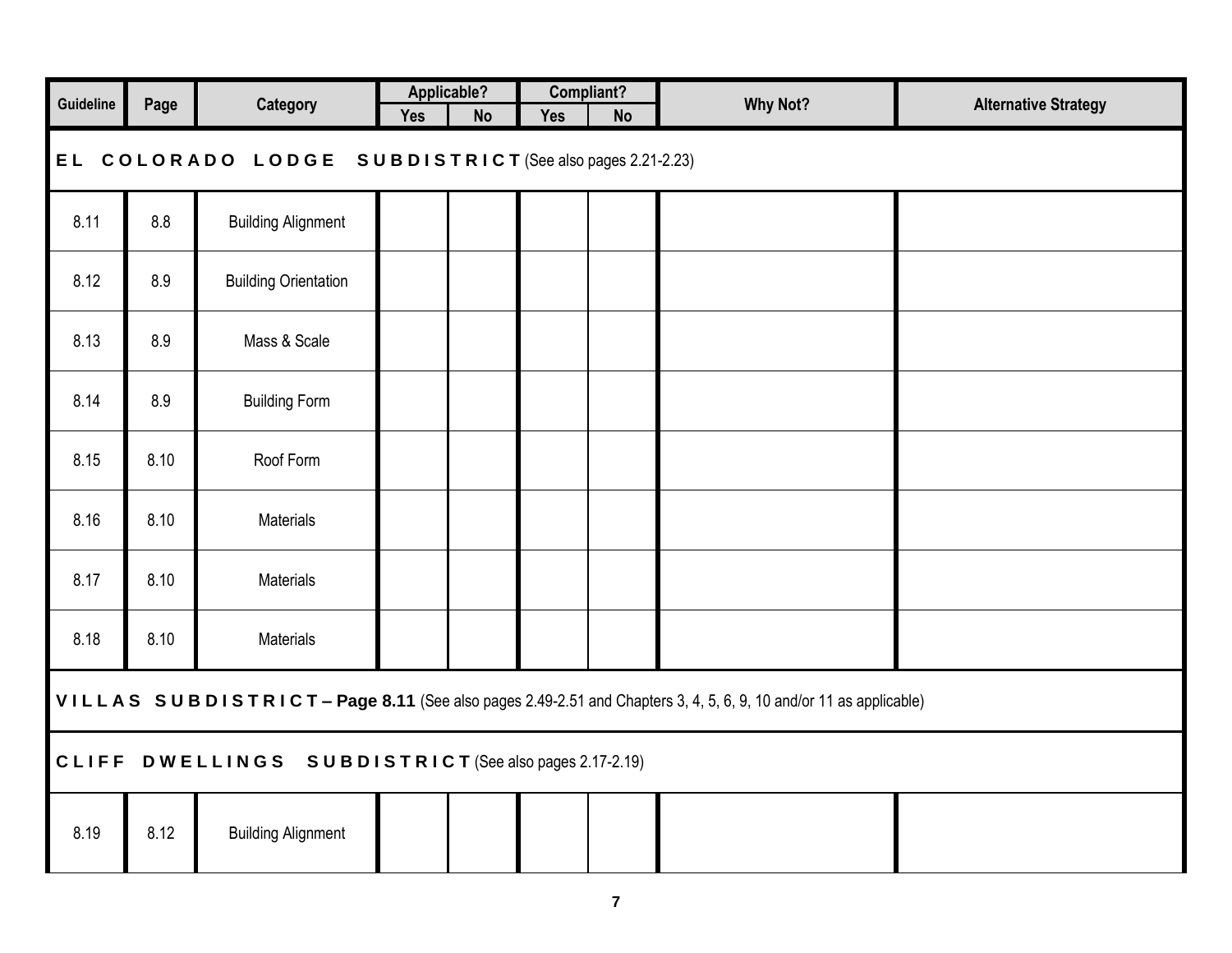| Guideline | Page | Category | Applicable? | | Compliant? | | Why Not? | Alternative Strategy |
|---|---|---|---|---|---|---|---|---|
| | | | Yes | No | Yes | No | | |
| **EL COLORADO LODGE SUBDISTRICT** (See also pages 2.21-2.23) | | | | | | | | |
| 8.11 | 8.8 | Building Alignment | | | | | | |
| 8.12 | 8.9 | Building Orientation | | | | | | |
| 8.13 | 8.9 | Mass & Scale | | | | | | |
| 8.14 | 8.9 | Building Form | | | | | | |
| 8.15 | 8.10 | Roof Form | | | | | | |
| 8.16 | 8.10 | Materials | | | | | | |
| 8.17 | 8.10 | Materials | | | | | | |
| 8.18 | 8.10 | Materials | | | | | | |
| **VILLAS SUBDISTRICT – Page 8.11** (See also pages 2.49-2.51 and Chapters 3, 4, 5, 6, 9, 10 and/or 11 as applicable) | | | | | | | | |
| **CLIFF DWELLINGS SUBDISTRICT** (See also pages 2.17-2.19) | | | | | | | | |
| 8.19 | 8.12 | Building Alignment | | | | | | |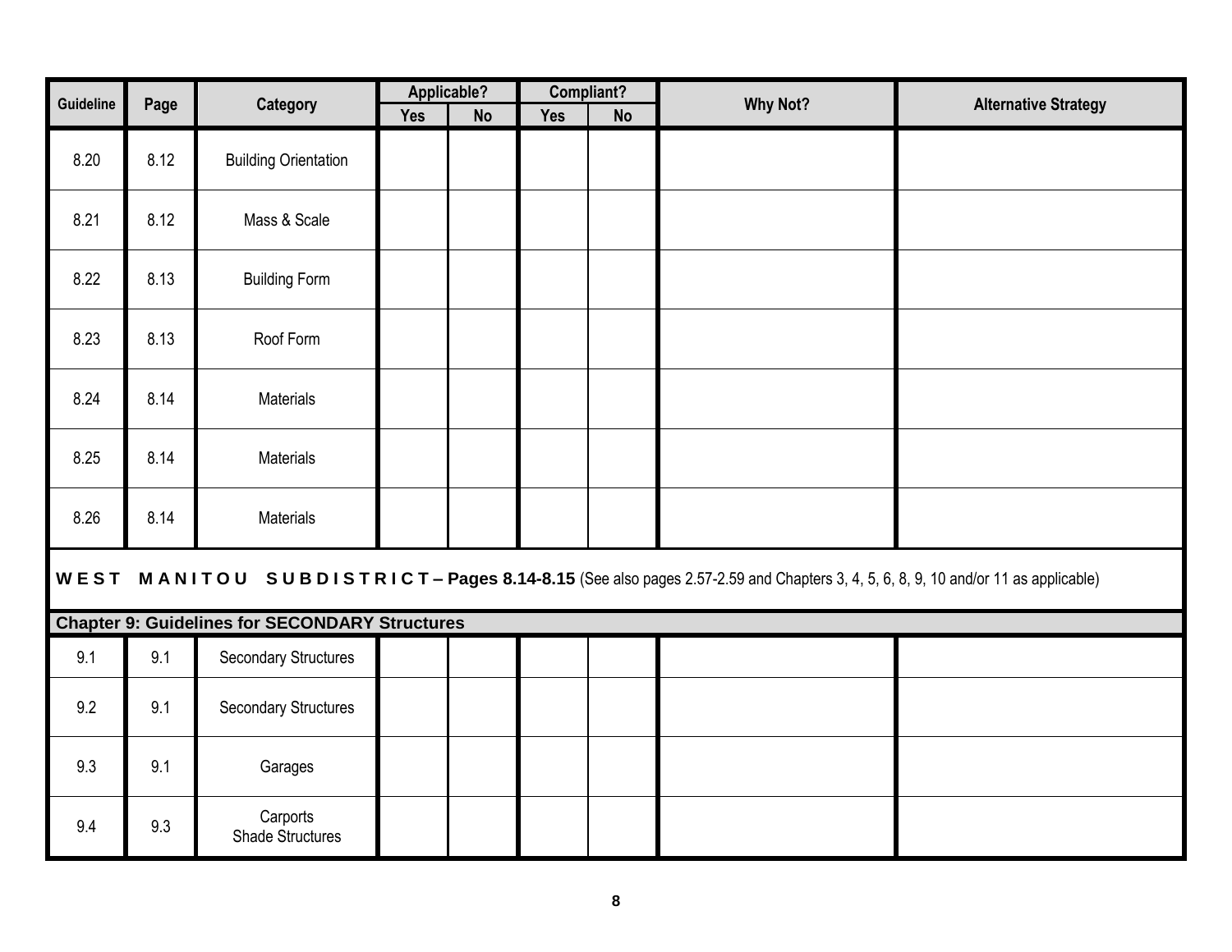| Guideline | Page | Category | Applicable? | | Compliant? | | Why Not? | Alternative Strategy |
|---|---|---|---|---|---|---|---|---|
| | | | Yes | No | Yes | No | | |
| 8.20 | 8.12 | Building Orientation | | | | | | |
| 8.21 | 8.12 | Mass & Scale | | | | | | |
| 8.22 | 8.13 | Building Form | | | | | | |
| 8.23 | 8.13 | Roof Form | | | | | | |
| 8.24 | 8.14 | Materials | | | | | | |
| 8.25 | 8.14 | Materials | | | | | | |
| 8.26 | 8.14 | Materials | | | | | | |
| **WEST MANITOU SUBDISTRICT – Pages 8.14-8.15** (See also pages 2.57-2.59 and Chapters 3, 4, 5, 6, 8, 9, 10 and/or 11 as applicable) | | | | | | | | |
| **Chapter 9: Guidelines for SECONDARY Structures** | | | | | | | | |
| 9.1 | 9.1 | Secondary Structures | | | | | | |
| 9.2 | 9.1 | Secondary Structures | | | | | | |
| 9.3 | 9.1 | Garages | | | | | | |
| 9.4 | 9.3 | Carports<br>Shade Structures | | | | | | |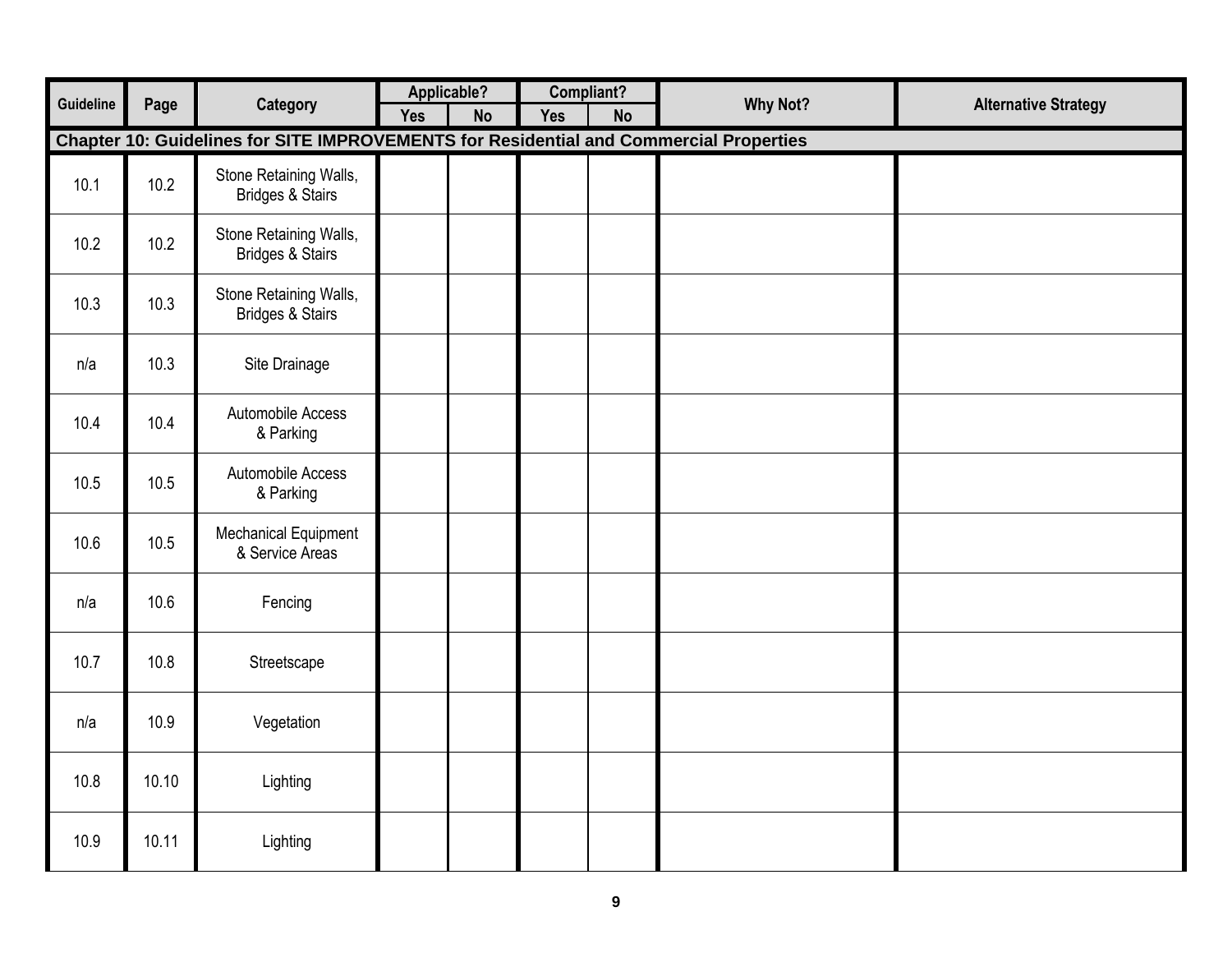| Guideline | Page | Category | Applicable? | | Compliant? | | Why Not? | Alternative Strategy |
|---|---|---|---|---|---|---|---|---|
| | | | Yes | No | Yes | No | | |
| **Chapter 10: Guidelines for SITE IMPROVEMENTS for Residential and Commercial Properties** | | | | | | | | |
| 10.1 | 10.2 | Stone Retaining Walls, Bridges & Stairs | | | | | | |
| 10.2 | 10.2 | Stone Retaining Walls, Bridges & Stairs | | | | | | |
| 10.3 | 10.3 | Stone Retaining Walls, Bridges & Stairs | | | | | | |
| n/a | 10.3 | Site Drainage | | | | | | |
| 10.4 | 10.4 | Automobile Access & Parking | | | | | | |
| 10.5 | 10.5 | Automobile Access & Parking | | | | | | |
| 10.6 | 10.5 | Mechanical Equipment & Service Areas | | | | | | |
| n/a | 10.6 | Fencing | | | | | | |
| 10.7 | 10.8 | Streetscape | | | | | | |
| n/a | 10.9 | Vegetation | | | | | | |
| 10.8 | 10.10 | Lighting | | | | | | |
| 10.9 | 10.11 | Lighting | | | | | | |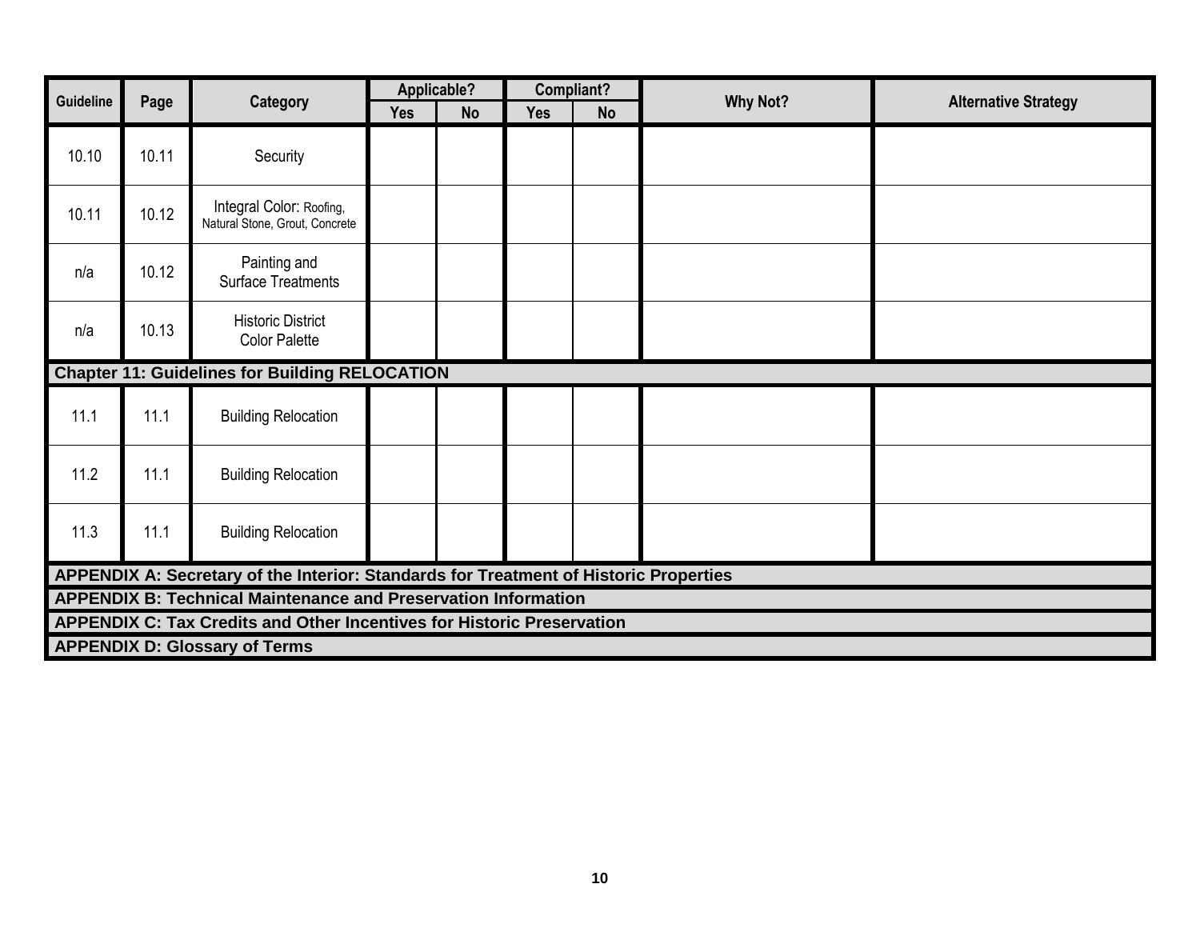| Guideline | Page | Category | Applicable? | | Compliant? | | Why Not? | Alternative Strategy |
|---|---|---|---|---|---|---|---|---|
| | | | Yes | No | Yes | No | | |
| 10.10 | 10.11 | Security | | | | | | |
| 10.11 | 10.12 | Integral Color: Roofing, Natural Stone, Grout, Concrete | | | | | | |
| n/a | 10.12 | Painting and Surface Treatments | | | | | | |
| n/a | 10.13 | Historic District Color Palette | | | | | | |
| **Chapter 11: Guidelines for Building RELOCATION** | | | | | | | | |
| 11.1 | 11.1 | Building Relocation | | | | | | |
| 11.2 | 11.1 | Building Relocation | | | | | | |
| 11.3 | 11.1 | Building Relocation | | | | | | |
| **APPENDIX A: Secretary of the Interior: Standards for Treatment of Historic Properties** | | | | | | | | |
| **APPENDIX B: Technical Maintenance and Preservation Information** | | | | | | | | |
| **APPENDIX C: Tax Credits and Other Incentives for Historic Preservation** | | | | | | | | |
| **APPENDIX D: Glossary of Terms** | | | | | | | | |